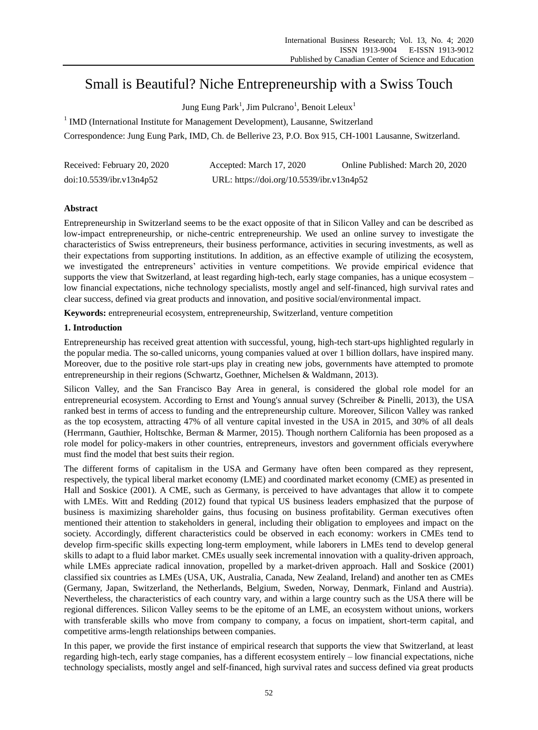# Small is Beautiful? Niche Entrepreneurship with a Swiss Touch

Jung Eung Park[1], Jim Pulcrano[1], Benoit Leleux[1]

[1] IMD (International Institute for Management Development), Lausanne, Switzerland

Correspondence: Jung Eung Park, IMD, Ch. de Bellerive 23, P.O. Box 915, CH-1001 Lausanne, Switzerland.

Received: February 20, 2020 Accepted: March 17, 2020 Online Published: March 20, 2020

doi:10.5539/ibr.v13n4p52 URL: https://doi.org/10.5539/ibr.v13n4p52

## Abstract

Entrepreneurship in Switzerland seems to be the exact opposite of that in Silicon Valley and can be described as low-impact entrepreneurship, or niche-centric entrepreneurship. We used an online survey to investigate the characteristics of Swiss entrepreneurs, their business performance, activities in securing investments, as well as their expectations from supporting institutions. In addition, as an effective example of utilizing the ecosystem, we investigated the entrepreneurs' activities in venture competitions. We provide empirical evidence that supports the view that Switzerland, at least regarding high-tech, early stage companies, has a unique ecosystem – low financial expectations, niche technology specialists, mostly angel and self-financed, high survival rates and clear success, defined via great products and innovation, and positive social/environmental impact.

**Keywords:** entrepreneurial ecosystem, entrepreneurship, Switzerland, venture competition

## 1. Introduction

Entrepreneurship has received great attention with successful, young, high-tech start-ups highlighted regularly in the popular media. The so-called unicorns, young companies valued at over 1 billion dollars, have inspired many. Moreover, due to the positive role start-ups play in creating new jobs, governments have attempted to promote entrepreneurship in their regions (Schwartz, Goethner, Michelsen & Waldmann, 2013).

Silicon Valley, and the San Francisco Bay Area in general, is considered the global role model for an entrepreneurial ecosystem. According to Ernst and Young's annual survey (Schreiber & Pinelli, 2013), the USA ranked best in terms of access to funding and the entrepreneurship culture. Moreover, Silicon Valley was ranked as the top ecosystem, attracting 47% of all venture capital invested in the USA in 2015, and 30% of all deals (Herrmann, Gauthier, Holtschke, Berman & Marmer, 2015). Though northern California has been proposed as a role model for policy-makers in other countries, entrepreneurs, investors and government officials everywhere must find the model that best suits their region.

The different forms of capitalism in the USA and Germany have often been compared as they represent, respectively, the typical liberal market economy (LME) and coordinated market economy (CME) as presented in Hall and Soskice (2001). A CME, such as Germany, is perceived to have advantages that allow it to compete with LMEs. Witt and Redding (2012) found that typical US business leaders emphasized that the purpose of business is maximizing shareholder gains, thus focusing on business profitability. German executives often mentioned their attention to stakeholders in general, including their obligation to employees and impact on the society. Accordingly, different characteristics could be observed in each economy: workers in CMEs tend to develop firm-specific skills expecting long-term employment, while laborers in LMEs tend to develop general skills to adapt to a fluid labor market. CMEs usually seek incremental innovation with a quality-driven approach, while LMEs appreciate radical innovation, propelled by a market-driven approach. Hall and Soskice (2001) classified six countries as LMEs (USA, UK, Australia, Canada, New Zealand, Ireland) and another ten as CMEs (Germany, Japan, Switzerland, the Netherlands, Belgium, Sweden, Norway, Denmark, Finland and Austria). Nevertheless, the characteristics of each country vary, and within a large country such as the USA there will be regional differences. Silicon Valley seems to be the epitome of an LME, an ecosystem without unions, workers with transferable skills who move from company to company, a focus on impatient, short-term capital, and competitive arms-length relationships between companies.

In this paper, we provide the first instance of empirical research that supports the view that Switzerland, at least regarding high-tech, early stage companies, has a different ecosystem entirely – low financial expectations, niche technology specialists, mostly angel and self-financed, high survival rates and success defined via great products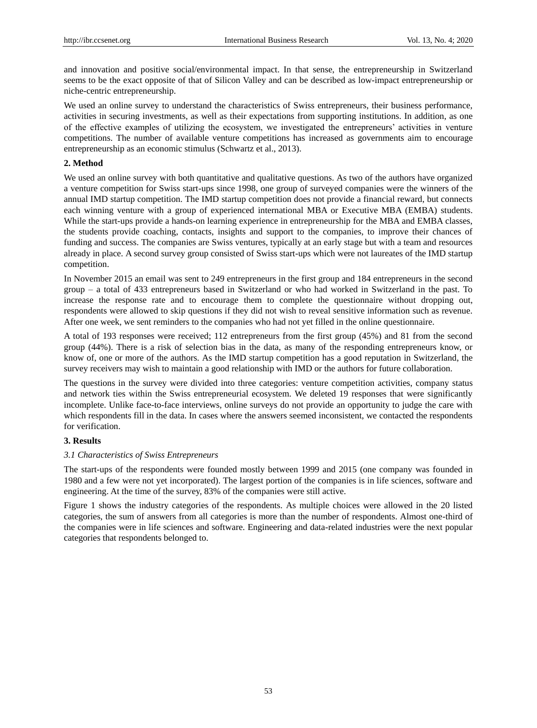and innovation and positive social/environmental impact. In that sense, the entrepreneurship in Switzerland seems to be the exact opposite of that of Silicon Valley and can be described as low-impact entrepreneurship or niche-centric entrepreneurship.

We used an online survey to understand the characteristics of Swiss entrepreneurs, their business performance, activities in securing investments, as well as their expectations from supporting institutions. In addition, as one of the effective examples of utilizing the ecosystem, we investigated the entrepreneurs' activities in venture competitions. The number of available venture competitions has increased as governments aim to encourage entrepreneurship as an economic stimulus (Schwartz et al., 2013).

## 2. Method

We used an online survey with both quantitative and qualitative questions. As two of the authors have organized a venture competition for Swiss start-ups since 1998, one group of surveyed companies were the winners of the annual IMD startup competition. The IMD startup competition does not provide a financial reward, but connects each winning venture with a group of experienced international MBA or Executive MBA (EMBA) students. While the start-ups provide a hands-on learning experience in entrepreneurship for the MBA and EMBA classes, the students provide coaching, contacts, insights and support to the companies, to improve their chances of funding and success. The companies are Swiss ventures, typically at an early stage but with a team and resources already in place. A second survey group consisted of Swiss start-ups which were not laureates of the IMD startup competition.

In November 2015 an email was sent to 249 entrepreneurs in the first group and 184 entrepreneurs in the second group – a total of 433 entrepreneurs based in Switzerland or who had worked in Switzerland in the past. To increase the response rate and to encourage them to complete the questionnaire without dropping out, respondents were allowed to skip questions if they did not wish to reveal sensitive information such as revenue. After one week, we sent reminders to the companies who had not yet filled in the online questionnaire.

A total of 193 responses were received; 112 entrepreneurs from the first group (45%) and 81 from the second group (44%). There is a risk of selection bias in the data, as many of the responding entrepreneurs know, or know of, one or more of the authors. As the IMD startup competition has a good reputation in Switzerland, the survey receivers may wish to maintain a good relationship with IMD or the authors for future collaboration.

The questions in the survey were divided into three categories: venture competition activities, company status and network ties within the Swiss entrepreneurial ecosystem. We deleted 19 responses that were significantly incomplete. Unlike face-to-face interviews, online surveys do not provide an opportunity to judge the care with which respondents fill in the data. In cases where the answers seemed inconsistent, we contacted the respondents for verification.

## 3. Results

### *3.1 Characteristics of Swiss Entrepreneurs*

The start-ups of the respondents were founded mostly between 1999 and 2015 (one company was founded in 1980 and a few were not yet incorporated). The largest portion of the companies is in life sciences, software and engineering. At the time of the survey, 83% of the companies were still active.

Figure 1 shows the industry categories of the respondents. As multiple choices were allowed in the 20 listed categories, the sum of answers from all categories is more than the number of respondents. Almost one-third of the companies were in life sciences and software. Engineering and data-related industries were the next popular categories that respondents belonged to.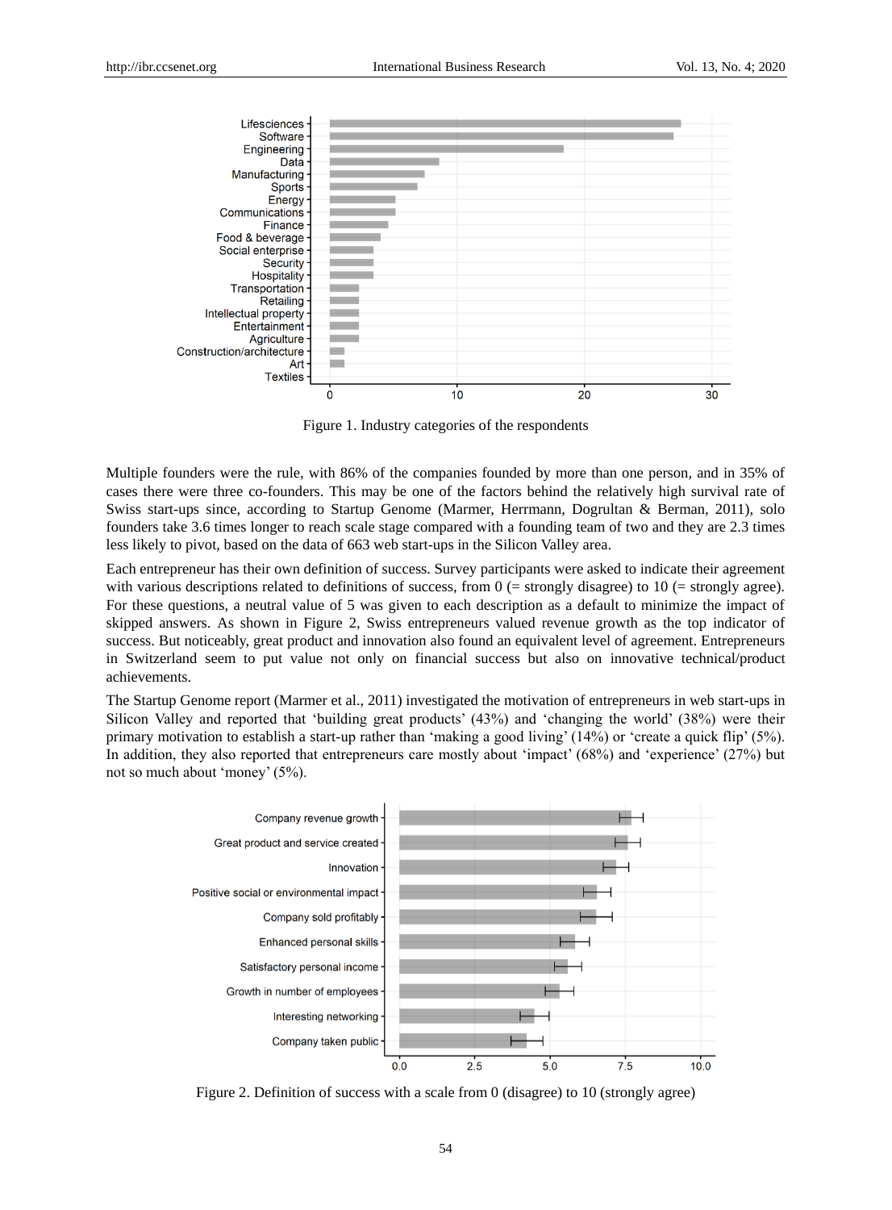Figure 1. Industry categories of the respondents

Multiple founders were the rule, with 86% of the companies founded by more than one person, and in 35% of cases there were three co-founders. This may be one of the factors behind the relatively high survival rate of Swiss start-ups since, according to Startup Genome (Marmer, Herrmann, Dogrultan & Berman, 2011), solo founders take 3.6 times longer to reach scale stage compared with a founding team of two and they are 2.3 times less likely to pivot, based on the data of 663 web start-ups in the Silicon Valley area.

Each entrepreneur has their own definition of success. Survey participants were asked to indicate their agreement with various descriptions related to definitions of success, from 0 (= strongly disagree) to 10 (= strongly agree). For these questions, a neutral value of 5 was given to each description as a default to minimize the impact of skipped answers. As shown in Figure 2, Swiss entrepreneurs valued revenue growth as the top indicator of success. But noticeably, great product and innovation also found an equivalent level of agreement. Entrepreneurs in Switzerland seem to put value not only on financial success but also on innovative technical/product achievements.

The Startup Genome report (Marmer et al., 2011) investigated the motivation of entrepreneurs in web start-ups in Silicon Valley and reported that 'building great products' (43%) and 'changing the world' (38%) were their primary motivation to establish a start-up rather than 'making a good living' (14%) or 'create a quick flip' (5%). In addition, they also reported that entrepreneurs care mostly about 'impact' (68%) and 'experience' (27%) but not so much about 'money' (5%).

Figure 2. Definition of success with a scale from 0 (disagree) to 10 (strongly agree)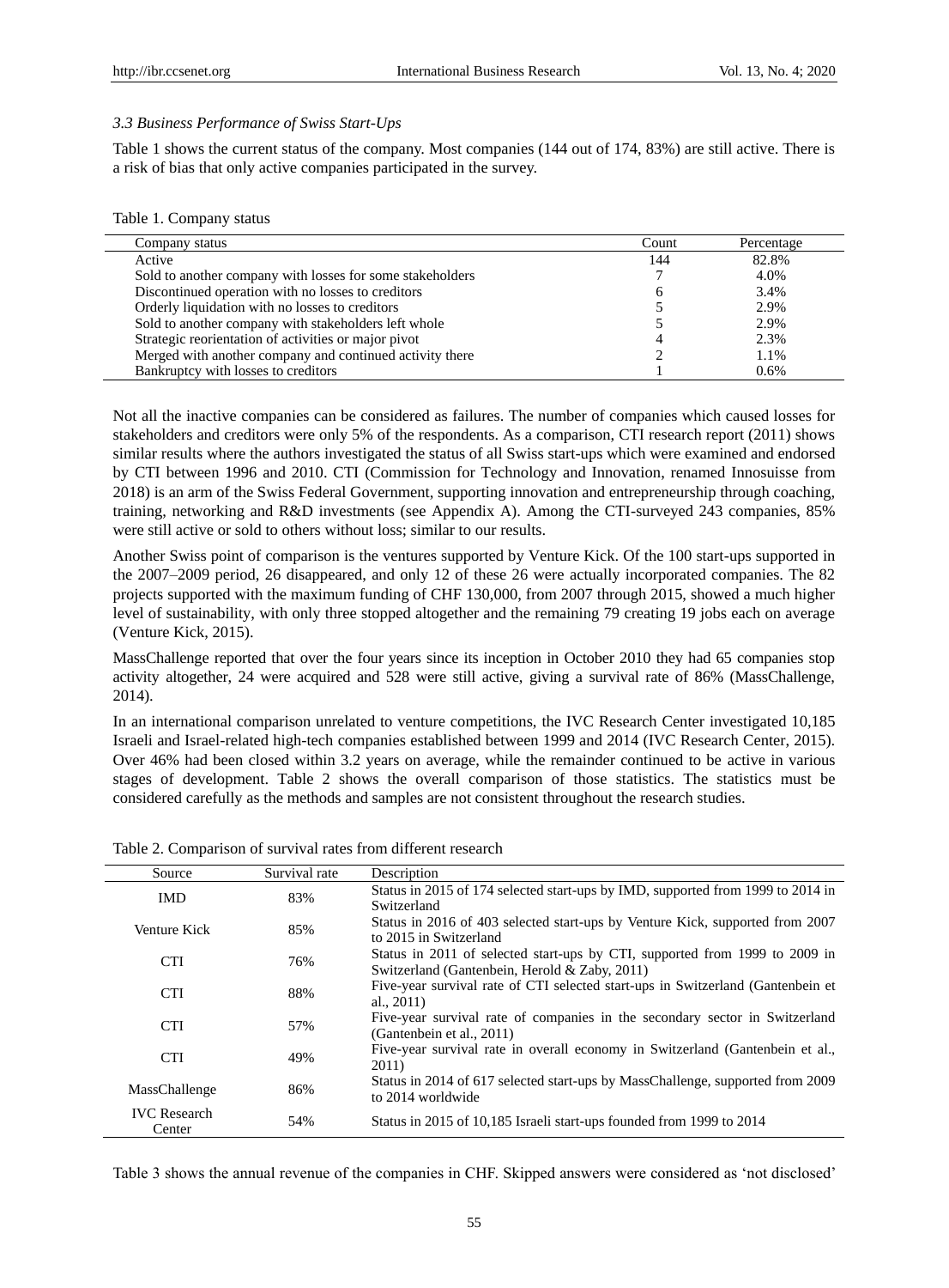### *3.3 Business Performance of Swiss Start-Ups*

Table 1 shows the current status of the company. Most companies (144 out of 174, 83%) are still active. There is a risk of bias that only active companies participated in the survey.

Table 1. Company status

| Company status | Count | Percentage |
|---|---|---|
| Active | 144 | 82.8% |
| Sold to another company with losses for some stakeholders | 7 | 4.0% |
| Discontinued operation with no losses to creditors | 6 | 3.4% |
| Orderly liquidation with no losses to creditors | 5 | 2.9% |
| Sold to another company with stakeholders left whole | 5 | 2.9% |
| Strategic reorientation of activities or major pivot | 4 | 2.3% |
| Merged with another company and continued activity there | 2 | 1.1% |
| Bankruptcy with losses to creditors | 1 | 0.6% |

Not all the inactive companies can be considered as failures. The number of companies which caused losses for stakeholders and creditors were only 5% of the respondents. As a comparison, CTI research report (2011) shows similar results where the authors investigated the status of all Swiss start-ups which were examined and endorsed by CTI between 1996 and 2010. CTI (Commission for Technology and Innovation, renamed Innosuisse from 2018) is an arm of the Swiss Federal Government, supporting innovation and entrepreneurship through coaching, training, networking and R&D investments (see Appendix A). Among the CTI-surveyed 243 companies, 85% were still active or sold to others without loss; similar to our results.

Another Swiss point of comparison is the ventures supported by Venture Kick. Of the 100 start-ups supported in the 2007–2009 period, 26 disappeared, and only 12 of these 26 were actually incorporated companies. The 82 projects supported with the maximum funding of CHF 130,000, from 2007 through 2015, showed a much higher level of sustainability, with only three stopped altogether and the remaining 79 creating 19 jobs each on average (Venture Kick, 2015).

MassChallenge reported that over the four years since its inception in October 2010 they had 65 companies stop activity altogether, 24 were acquired and 528 were still active, giving a survival rate of 86% (MassChallenge, 2014).

In an international comparison unrelated to venture competitions, the IVC Research Center investigated 10,185 Israeli and Israel-related high-tech companies established between 1999 and 2014 (IVC Research Center, 2015). Over 46% had been closed within 3.2 years on average, while the remainder continued to be active in various stages of development. Table 2 shows the overall comparison of those statistics. The statistics must be considered carefully as the methods and samples are not consistent throughout the research studies.

Table 2. Comparison of survival rates from different research

| Source | Survival rate | Description |
|---|---|---|
| IMD | 83% | Status in 2015 of 174 selected start-ups by IMD, supported from 1999 to 2014 in Switzerland |
| Venture Kick | 85% | Status in 2016 of 403 selected start-ups by Venture Kick, supported from 2007 to 2015 in Switzerland |
| CTI | 76% | Status in 2011 of selected start-ups by CTI, supported from 1999 to 2009 in Switzerland (Gantenbein, Herold & Zaby, 2011) |
| CTI | 88% | Five-year survival rate of CTI selected start-ups in Switzerland (Gantenbein et al., 2011) |
| CTI | 57% | Five-year survival rate of companies in the secondary sector in Switzerland (Gantenbein et al., 2011) |
| CTI | 49% | Five-year survival rate in overall economy in Switzerland (Gantenbein et al., 2011) |
| MassChallenge | 86% | Status in 2014 of 617 selected start-ups by MassChallenge, supported from 2009 to 2014 worldwide |
| IVC Research Center | 54% | Status in 2015 of 10,185 Israeli start-ups founded from 1999 to 2014 |

Table 3 shows the annual revenue of the companies in CHF. Skipped answers were considered as 'not disclosed'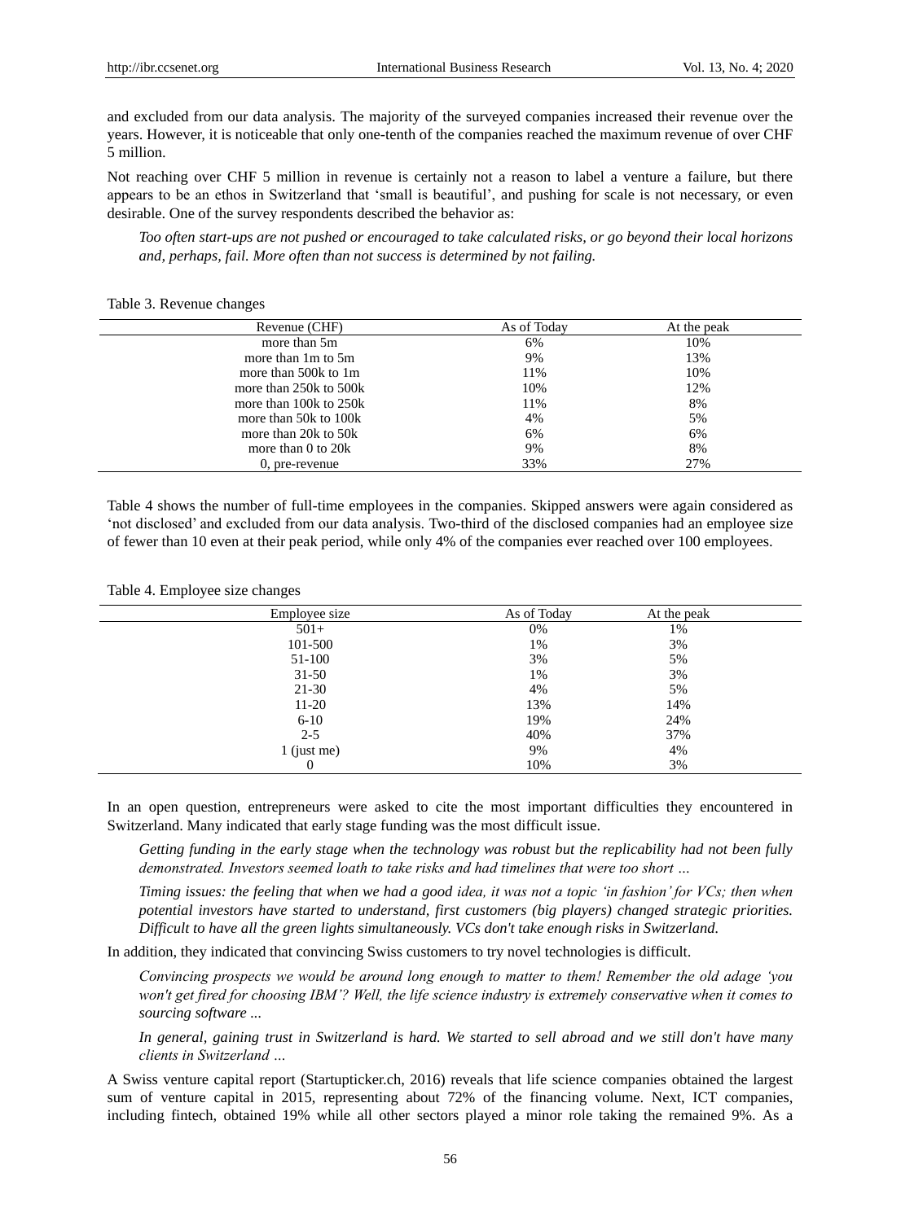and excluded from our data analysis. The majority of the surveyed companies increased their revenue over the years. However, it is noticeable that only one-tenth of the companies reached the maximum revenue of over CHF 5 million.

Not reaching over CHF 5 million in revenue is certainly not a reason to label a venture a failure, but there appears to be an ethos in Switzerland that 'small is beautiful', and pushing for scale is not necessary, or even desirable. One of the survey respondents described the behavior as:

> *Too often start-ups are not pushed or encouraged to take calculated risks, or go beyond their local horizons and, perhaps, fail. More often than not success is determined by not failing.*

Table 3. Revenue changes

| Revenue (CHF) | As of Today | At the peak |
|---|---|---|
| more than 5m | 6% | 10% |
| more than 1m to 5m | 9% | 13% |
| more than 500k to 1m | 11% | 10% |
| more than 250k to 500k | 10% | 12% |
| more than 100k to 250k | 11% | 8% |
| more than 50k to 100k | 4% | 5% |
| more than 20k to 50k | 6% | 6% |
| more than 0 to 20k | 9% | 8% |
| 0, pre-revenue | 33% | 27% |

Table 4 shows the number of full-time employees in the companies. Skipped answers were again considered as 'not disclosed' and excluded from our data analysis. Two-third of the disclosed companies had an employee size of fewer than 10 even at their peak period, while only 4% of the companies ever reached over 100 employees.

Table 4. Employee size changes

| Employee size | As of Today | At the peak |
|---|---|---|
| 501+ | 0% | 1% |
| 101-500 | 1% | 3% |
| 51-100 | 3% | 5% |
| 31-50 | 1% | 3% |
| 21-30 | 4% | 5% |
| 11-20 | 13% | 14% |
| 6-10 | 19% | 24% |
| 2-5 | 40% | 37% |
| 1 (just me) | 9% | 4% |
| 0 | 10% | 3% |

In an open question, entrepreneurs were asked to cite the most important difficulties they encountered in Switzerland. Many indicated that early stage funding was the most difficult issue.

> *Getting funding in the early stage when the technology was robust but the replicability had not been fully demonstrated. Investors seemed loath to take risks and had timelines that were too short …*

> *Timing issues: the feeling that when we had a good idea, it was not a topic 'in fashion' for VCs; then when potential investors have started to understand, first customers (big players) changed strategic priorities. Difficult to have all the green lights simultaneously. VCs don't take enough risks in Switzerland.*

In addition, they indicated that convincing Swiss customers to try novel technologies is difficult.

> *Convincing prospects we would be around long enough to matter to them! Remember the old adage 'you won't get fired for choosing IBM'? Well, the life science industry is extremely conservative when it comes to sourcing software ...*

> *In general, gaining trust in Switzerland is hard. We started to sell abroad and we still don't have many clients in Switzerland …*

A Swiss venture capital report (Startupticker.ch, 2016) reveals that life science companies obtained the largest sum of venture capital in 2015, representing about 72% of the financing volume. Next, ICT companies, including fintech, obtained 19% while all other sectors played a minor role taking the remained 9%. As a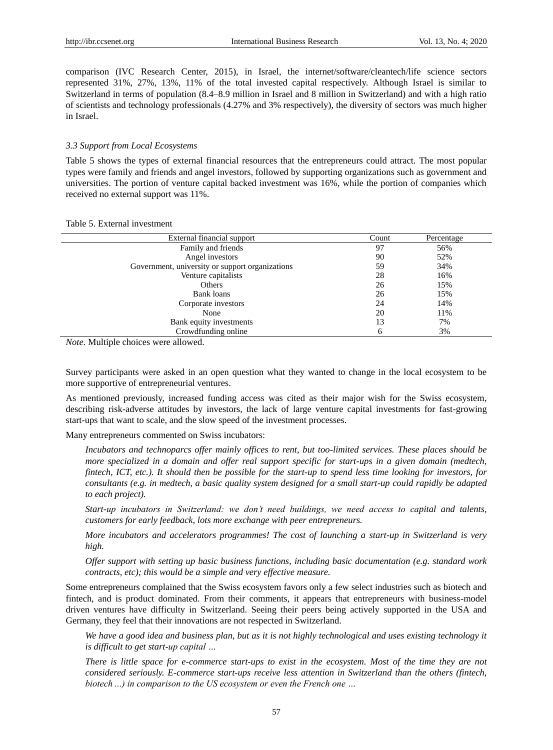comparison (IVC Research Center, 2015), in Israel, the internet/software/cleantech/life science sectors represented 31%, 27%, 13%, 11% of the total invested capital respectively. Although Israel is similar to Switzerland in terms of population (8.4–8.9 million in Israel and 8 million in Switzerland) and with a high ratio of scientists and technology professionals (4.27% and 3% respectively), the diversity of sectors was much higher in Israel.

### *3.3 Support from Local Ecosystems*

Table 5 shows the types of external financial resources that the entrepreneurs could attract. The most popular types were family and friends and angel investors, followed by supporting organizations such as government and universities. The portion of venture capital backed investment was 16%, while the portion of companies which received no external support was 11%.

Table 5. External investment

| External financial support | Count | Percentage |
|---|---|---|
| Family and friends | 97 | 56% |
| Angel investors | 90 | 52% |
| Government, university or support organizations | 59 | 34% |
| Venture capitalists | 28 | 16% |
| Others | 26 | 15% |
| Bank loans | 26 | 15% |
| Corporate investors | 24 | 14% |
| None | 20 | 11% |
| Bank equity investments | 13 | 7% |
| Crowdfunding online | 6 | 3% |

*Note.* Multiple choices were allowed.

Survey participants were asked in an open question what they wanted to change in the local ecosystem to be more supportive of entrepreneurial ventures.

As mentioned previously, increased funding access was cited as their major wish for the Swiss ecosystem, describing risk-adverse attitudes by investors, the lack of large venture capital investments for fast-growing start-ups that want to scale, and the slow speed of the investment processes.

Many entrepreneurs commented on Swiss incubators:

> *Incubators and technoparcs offer mainly offices to rent, but too-limited services. These places should be more specialized in a domain and offer real support specific for start-ups in a given domain (medtech, fintech, ICT, etc.). It should then be possible for the start-up to spend less time looking for investors, for consultants (e.g. in medtech, a basic quality system designed for a small start-up could rapidly be adapted to each project).*
>
> *Start-up incubators in Switzerland: we don't need buildings, we need access to capital and talents, customers for early feedback, lots more exchange with peer entrepreneurs.*
>
> *More incubators and accelerators programmes! The cost of launching a start-up in Switzerland is very high.*
>
> *Offer support with setting up basic business functions, including basic documentation (e.g. standard work contracts, etc); this would be a simple and very effective measure.*

Some entrepreneurs complained that the Swiss ecosystem favors only a few select industries such as biotech and fintech, and is product dominated. From their comments, it appears that entrepreneurs with business-model driven ventures have difficulty in Switzerland. Seeing their peers being actively supported in the USA and Germany, they feel that their innovations are not respected in Switzerland.

> *We have a good idea and business plan, but as it is not highly technological and uses existing technology it is difficult to get start-up capital …*
>
> *There is little space for e-commerce start-ups to exist in the ecosystem. Most of the time they are not considered seriously. E-commerce start-ups receive less attention in Switzerland than the others (fintech, biotech ...) in comparison to the US ecosystem or even the French one …*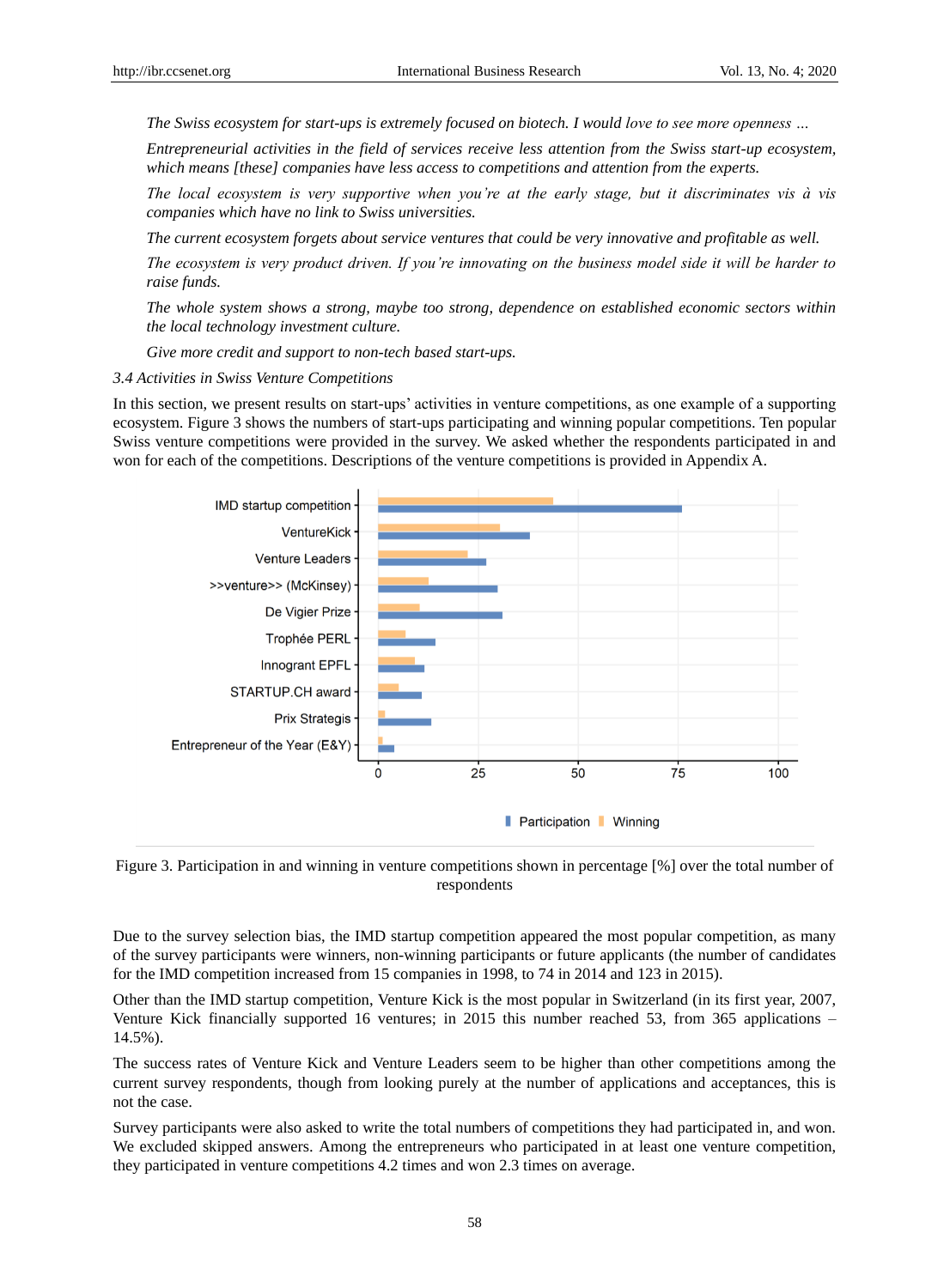*The Swiss ecosystem for start-ups is extremely focused on biotech. I would love to see more openness …*

*Entrepreneurial activities in the field of services receive less attention from the Swiss start-up ecosystem, which means [these] companies have less access to competitions and attention from the experts.*

*The local ecosystem is very supportive when you're at the early stage, but it discriminates vis à vis companies which have no link to Swiss universities.*

*The current ecosystem forgets about service ventures that could be very innovative and profitable as well.*

*The ecosystem is very product driven. If you're innovating on the business model side it will be harder to raise funds.*

*The whole system shows a strong, maybe too strong, dependence on established economic sectors within the local technology investment culture.*

*Give more credit and support to non-tech based start-ups.*

### *3.4 Activities in Swiss Venture Competitions*

In this section, we present results on start-ups' activities in venture competitions, as one example of a supporting ecosystem. Figure 3 shows the numbers of start-ups participating and winning popular competitions. Ten popular Swiss venture competitions were provided in the survey. We asked whether the respondents participated in and won for each of the competitions. Descriptions of the venture competitions is provided in Appendix A.

Figure 3. Participation in and winning in venture competitions shown in percentage [%] over the total number of respondents

Due to the survey selection bias, the IMD startup competition appeared the most popular competition, as many of the survey participants were winners, non-winning participants or future applicants (the number of candidates for the IMD competition increased from 15 companies in 1998, to 74 in 2014 and 123 in 2015).

Other than the IMD startup competition, Venture Kick is the most popular in Switzerland (in its first year, 2007, Venture Kick financially supported 16 ventures; in 2015 this number reached 53, from 365 applications – 14.5%).

The success rates of Venture Kick and Venture Leaders seem to be higher than other competitions among the current survey respondents, though from looking purely at the number of applications and acceptances, this is not the case.

Survey participants were also asked to write the total numbers of competitions they had participated in, and won. We excluded skipped answers. Among the entrepreneurs who participated in at least one venture competition, they participated in venture competitions 4.2 times and won 2.3 times on average.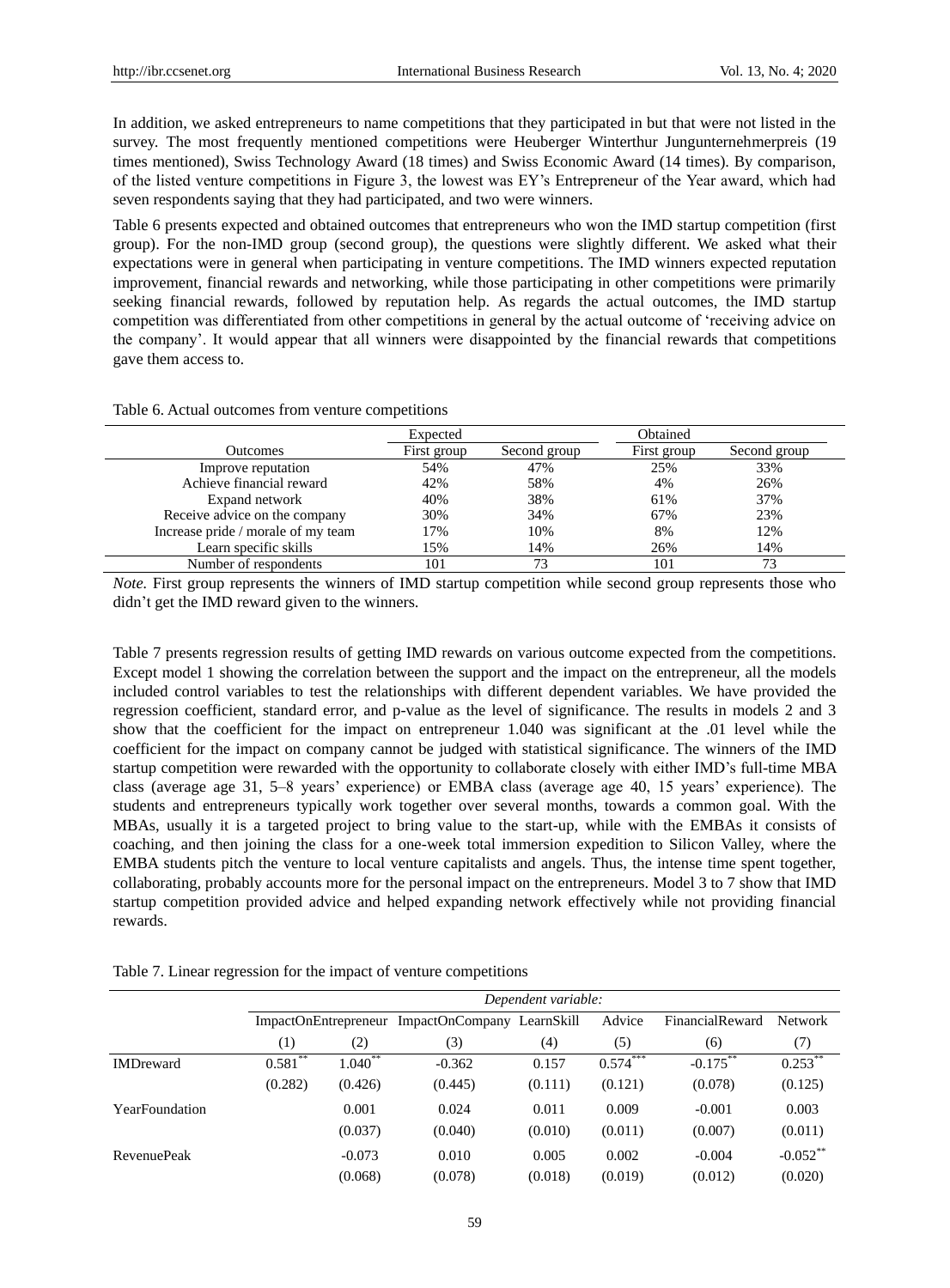In addition, we asked entrepreneurs to name competitions that they participated in but that were not listed in the survey. The most frequently mentioned competitions were Heuberger Winterthur Jungunternehmerpreis (19 times mentioned), Swiss Technology Award (18 times) and Swiss Economic Award (14 times). By comparison, of the listed venture competitions in Figure 3, the lowest was EY's Entrepreneur of the Year award, which had seven respondents saying that they had participated, and two were winners.

Table 6 presents expected and obtained outcomes that entrepreneurs who won the IMD startup competition (first group). For the non-IMD group (second group), the questions were slightly different. We asked what their expectations were in general when participating in venture competitions. The IMD winners expected reputation improvement, financial rewards and networking, while those participating in other competitions were primarily seeking financial rewards, followed by reputation help. As regards the actual outcomes, the IMD startup competition was differentiated from other competitions in general by the actual outcome of 'receiving advice on the company'. It would appear that all winners were disappointed by the financial rewards that competitions gave them access to.

Table 6. Actual outcomes from venture competitions

| | Expected | | Obtained | |
|---|---|---|---|---|
| Outcomes | First group | Second group | First group | Second group |
| Improve reputation | 54% | 47% | 25% | 33% |
| Achieve financial reward | 42% | 58% | 4% | 26% |
| Expand network | 40% | 38% | 61% | 37% |
| Receive advice on the company | 30% | 34% | 67% | 23% |
| Increase pride / morale of my team | 17% | 10% | 8% | 12% |
| Learn specific skills | 15% | 14% | 26% | 14% |
| Number of respondents | 101 | 73 | 101 | 73 |

*Note.* First group represents the winners of IMD startup competition while second group represents those who didn't get the IMD reward given to the winners.

Table 7 presents regression results of getting IMD rewards on various outcome expected from the competitions. Except model 1 showing the correlation between the support and the impact on the entrepreneur, all the models included control variables to test the relationships with different dependent variables. We have provided the regression coefficient, standard error, and p-value as the level of significance. The results in models 2 and 3 show that the coefficient for the impact on entrepreneur 1.040 was significant at the .01 level while the coefficient for the impact on company cannot be judged with statistical significance. The winners of the IMD startup competition were rewarded with the opportunity to collaborate closely with either IMD's full-time MBA class (average age 31, 5–8 years' experience) or EMBA class (average age 40, 15 years' experience). The students and entrepreneurs typically work together over several months, towards a common goal. With the MBAs, usually it is a targeted project to bring value to the start-up, while with the EMBAs it consists of coaching, and then joining the class for a one-week total immersion expedition to Silicon Valley, where the EMBA students pitch the venture to local venture capitalists and angels. Thus, the intense time spent together, collaborating, probably accounts more for the personal impact on the entrepreneurs. Model 3 to 7 show that IMD startup competition provided advice and helped expanding network effectively while not providing financial rewards.

Table 7. Linear regression for the impact of venture competitions

| | *Dependent variable:* | | | | | | |
|---|---|---|---|---|---|---|---|
| | ImpactOnEntrepreneur | | ImpactOnCompany | LearnSkill | Advice | FinancialReward | Network |
| | (1) | (2) | (3) | (4) | (5) | (6) | (7) |
| IMDreward | $0.581^{**}$ | $1.040^{**}$ | -0.362 | 0.157 | $0.574^{***}$ | $-0.175^{**}$ | $0.253^{**}$ |
| | (0.282) | (0.426) | (0.445) | (0.111) | (0.121) | (0.078) | (0.125) |
| YearFoundation | | 0.001 | 0.024 | 0.011 | 0.009 | -0.001 | 0.003 |
| | | (0.037) | (0.040) | (0.010) | (0.011) | (0.007) | (0.011) |
| RevenuePeak | | -0.073 | 0.010 | 0.005 | 0.002 | -0.004 | $-0.052^{**}$ |
| | | (0.068) | (0.078) | (0.018) | (0.019) | (0.012) | (0.020) |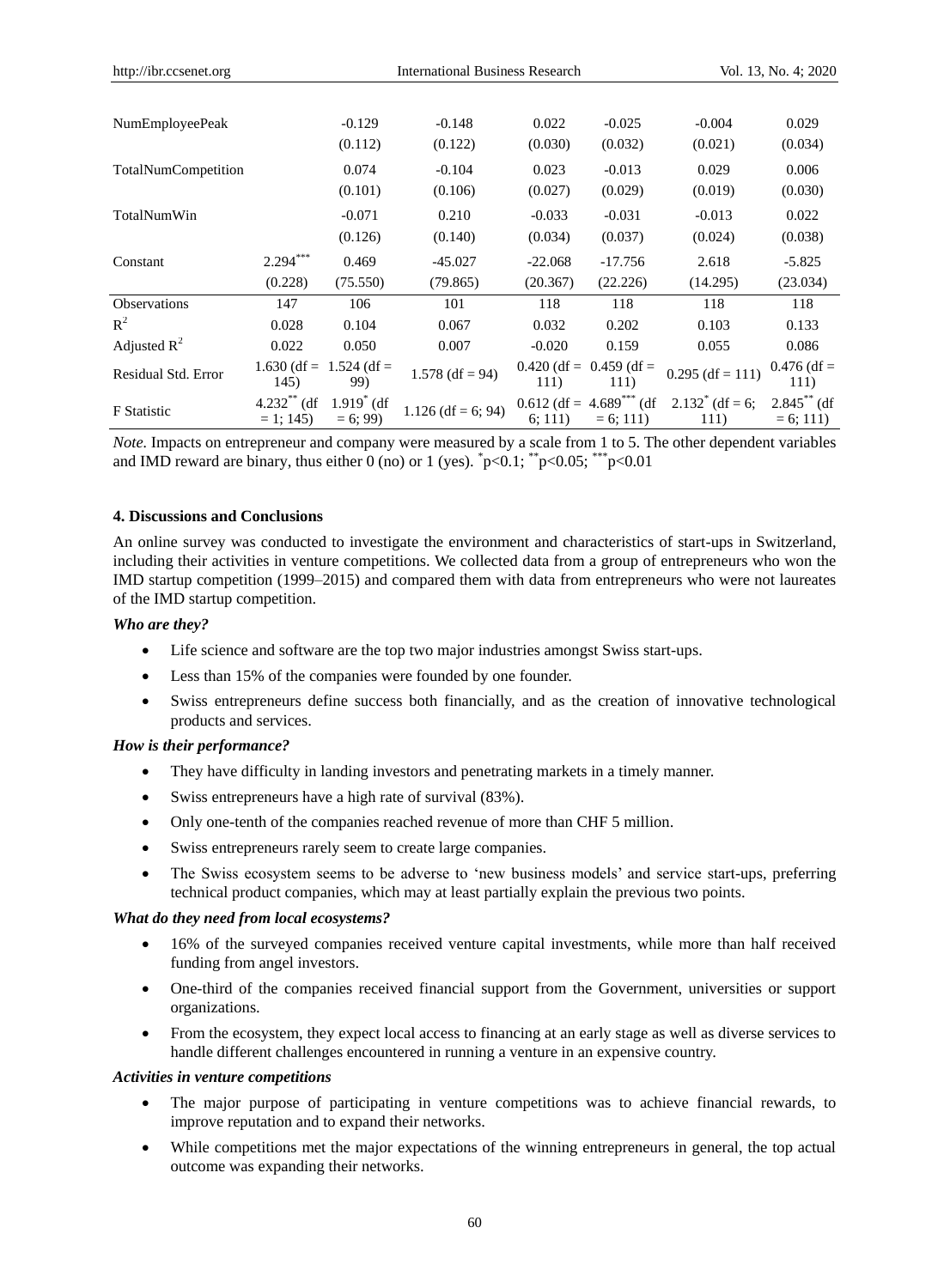| | | | | | | | |
|---|---|---|---|---|---|---|---|
| NumEmployeePeak | | -0.129 | -0.148 | 0.022 | -0.025 | -0.004 | 0.029 |
| | | (0.112) | (0.122) | (0.030) | (0.032) | (0.021) | (0.034) |
| TotalNumCompetition | | 0.074 | -0.104 | 0.023 | -0.013 | 0.029 | 0.006 |
| | | (0.101) | (0.106) | (0.027) | (0.029) | (0.019) | (0.030) |
| TotalNumWin | | -0.071 | 0.210 | -0.033 | -0.031 | -0.013 | 0.022 |
| | | (0.126) | (0.140) | (0.034) | (0.037) | (0.024) | (0.038) |
| Constant | $2.294^{***}$ | 0.469 | -45.027 | -22.068 | -17.756 | 2.618 | -5.825 |
| | (0.228) | (75.550) | (79.865) | (20.367) | (22.226) | (14.295) | (23.034) |
| Observations | 147 | 106 | 101 | 118 | 118 | 118 | 118 |
| $R^2$ | 0.028 | 0.104 | 0.067 | 0.032 | 0.202 | 0.103 | 0.133 |
| Adjusted $R^2$ | 0.022 | 0.050 | 0.007 | -0.020 | 0.159 | 0.055 | 0.086 |
| Residual Std. Error | 1.630 (df = 145) | 1.524 (df = 99) | 1.578 (df = 94) | 0.420 (df = 111) | 0.459 (df = 111) | 0.295 (df = 111) | 0.476 (df = 111) |
| F Statistic | $4.232^{**}$ (df = 1; 145) | $1.919^{*}$ (df = 6; 99) | 1.126 (df = 6; 94) | 0.612 (df = 6; 111) | $4.689^{***}$ (df = 6; 111) | $2.132^{*}$ (df = 6; 111) | $2.845^{**}$ (df = 6; 111) |

*Note.* Impacts on entrepreneur and company were measured by a scale from 1 to 5. The other dependent variables and IMD reward are binary, thus either 0 (no) or 1 (yes). $^{*}p<0.1$; $^{**}p<0.05$; $^{***}p<0.01$

### 4. Discussions and Conclusions

An online survey was conducted to investigate the environment and characteristics of start-ups in Switzerland, including their activities in venture competitions. We collected data from a group of entrepreneurs who won the IMD startup competition (1999–2015) and compared them with data from entrepreneurs who were not laureates of the IMD startup competition.

***Who are they?***

- Life science and software are the top two major industries amongst Swiss start-ups.
- Less than 15% of the companies were founded by one founder.
- Swiss entrepreneurs define success both financially, and as the creation of innovative technological products and services.

***How is their performance?***

- They have difficulty in landing investors and penetrating markets in a timely manner.
- Swiss entrepreneurs have a high rate of survival (83%).
- Only one-tenth of the companies reached revenue of more than CHF 5 million.
- Swiss entrepreneurs rarely seem to create large companies.
- The Swiss ecosystem seems to be adverse to 'new business models' and service start-ups, preferring technical product companies, which may at least partially explain the previous two points.

***What do they need from local ecosystems?***

- 16% of the surveyed companies received venture capital investments, while more than half received funding from angel investors.
- One-third of the companies received financial support from the Government, universities or support organizations.
- From the ecosystem, they expect local access to financing at an early stage as well as diverse services to handle different challenges encountered in running a venture in an expensive country.

***Activities in venture competitions***

- The major purpose of participating in venture competitions was to achieve financial rewards, to improve reputation and to expand their networks.
- While competitions met the major expectations of the winning entrepreneurs in general, the top actual outcome was expanding their networks.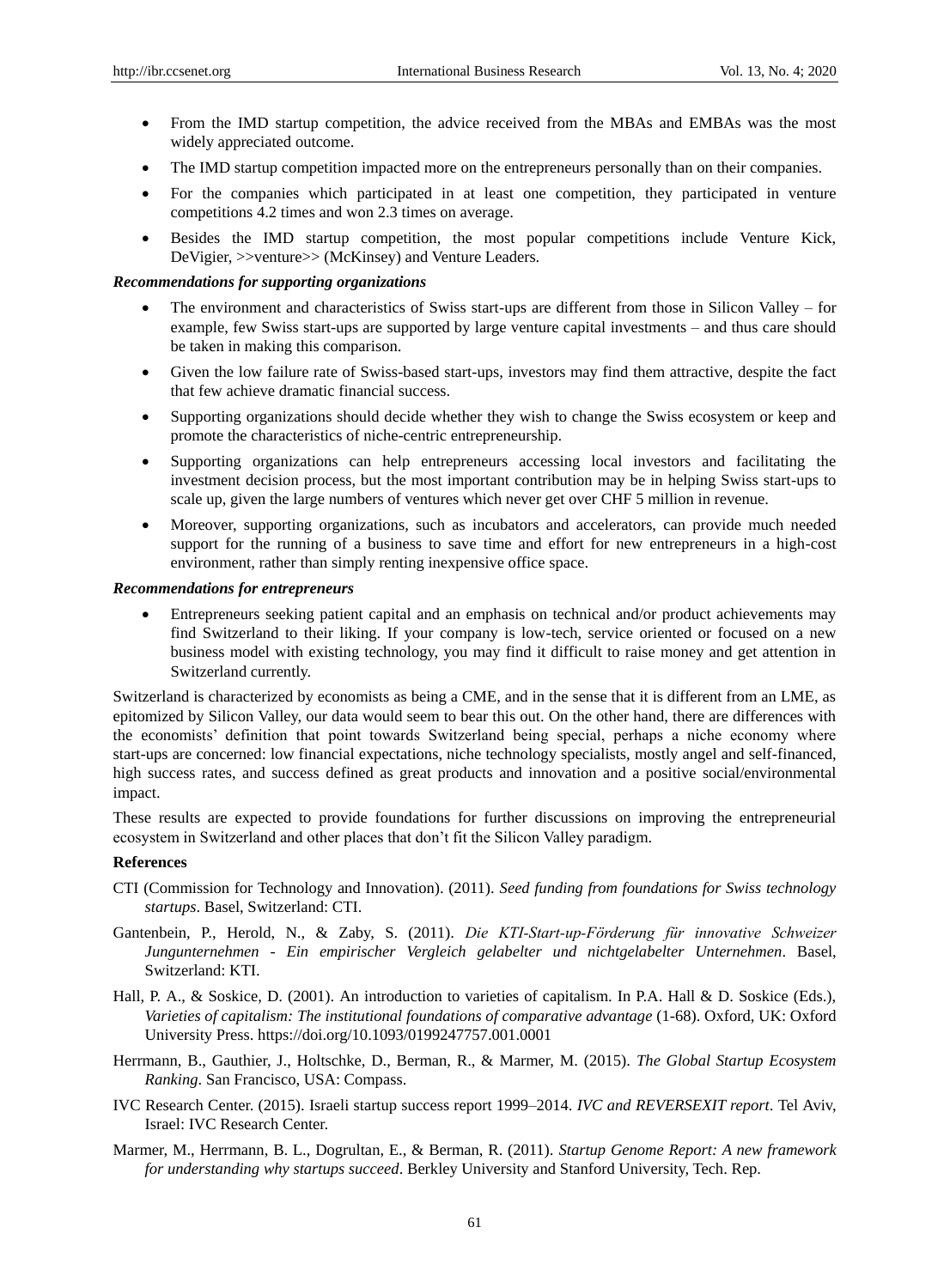- From the IMD startup competition, the advice received from the MBAs and EMBAs was the most widely appreciated outcome.
- The IMD startup competition impacted more on the entrepreneurs personally than on their companies.
- For the companies which participated in at least one competition, they participated in venture competitions 4.2 times and won 2.3 times on average.
- Besides the IMD startup competition, the most popular competitions include Venture Kick, DeVigier, >>venture>> (McKinsey) and Venture Leaders.

***Recommendations for supporting organizations***

- The environment and characteristics of Swiss start-ups are different from those in Silicon Valley – for example, few Swiss start-ups are supported by large venture capital investments – and thus care should be taken in making this comparison.
- Given the low failure rate of Swiss-based start-ups, investors may find them attractive, despite the fact that few achieve dramatic financial success.
- Supporting organizations should decide whether they wish to change the Swiss ecosystem or keep and promote the characteristics of niche-centric entrepreneurship.
- Supporting organizations can help entrepreneurs accessing local investors and facilitating the investment decision process, but the most important contribution may be in helping Swiss start-ups to scale up, given the large numbers of ventures which never get over CHF 5 million in revenue.
- Moreover, supporting organizations, such as incubators and accelerators, can provide much needed support for the running of a business to save time and effort for new entrepreneurs in a high-cost environment, rather than simply renting inexpensive office space.

***Recommendations for entrepreneurs***

- Entrepreneurs seeking patient capital and an emphasis on technical and/or product achievements may find Switzerland to their liking. If your company is low-tech, service oriented or focused on a new business model with existing technology, you may find it difficult to raise money and get attention in Switzerland currently.

Switzerland is characterized by economists as being a CME, and in the sense that it is different from an LME, as epitomized by Silicon Valley, our data would seem to bear this out. On the other hand, there are differences with the economists' definition that point towards Switzerland being special, perhaps a niche economy where start-ups are concerned: low financial expectations, niche technology specialists, mostly angel and self-financed, high success rates, and success defined as great products and innovation and a positive social/environmental impact.

These results are expected to provide foundations for further discussions on improving the entrepreneurial ecosystem in Switzerland and other places that don't fit the Silicon Valley paradigm.

**References**

CTI (Commission for Technology and Innovation). (2011). *Seed funding from foundations for Swiss technology startups*. Basel, Switzerland: CTI.

Gantenbein, P., Herold, N., & Zaby, S. (2011). *Die KTI-Start-up-Förderung für innovative Schweizer Jungunternehmen - Ein empirischer Vergleich gelabelter und nichtgelabelter Unternehmen*. Basel, Switzerland: KTI.

Hall, P. A., & Soskice, D. (2001). An introduction to varieties of capitalism. In P.A. Hall & D. Soskice (Eds.), *Varieties of capitalism: The institutional foundations of comparative advantage* (1-68). Oxford, UK: Oxford University Press. https://doi.org/10.1093/0199247757.001.0001

Herrmann, B., Gauthier, J., Holtschke, D., Berman, R., & Marmer, M. (2015). *The Global Startup Ecosystem Ranking*. San Francisco, USA: Compass.

IVC Research Center. (2015). Israeli startup success report 1999–2014. *IVC and REVERSEXIT report*. Tel Aviv, Israel: IVC Research Center.

Marmer, M., Herrmann, B. L., Dogrultan, E., & Berman, R. (2011). *Startup Genome Report: A new framework for understanding why startups succeed*. Berkley University and Stanford University, Tech. Rep.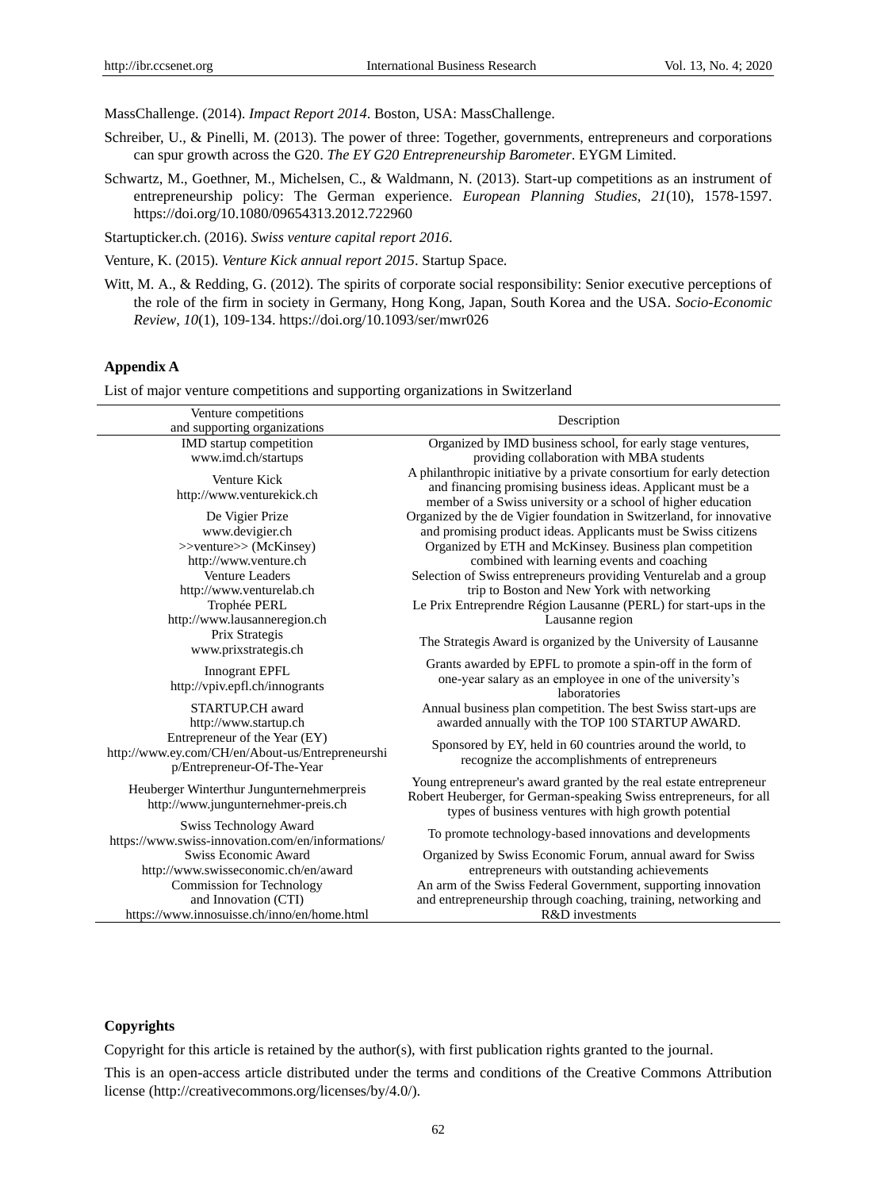MassChallenge. (2014). *Impact Report 2014*. Boston, USA: MassChallenge.

Schreiber, U., & Pinelli, M. (2013). The power of three: Together, governments, entrepreneurs and corporations can spur growth across the G20. *The EY G20 Entrepreneurship Barometer*. EYGM Limited.

Schwartz, M., Goethner, M., Michelsen, C., & Waldmann, N. (2013). Start-up competitions as an instrument of entrepreneurship policy: The German experience. *European Planning Studies*, *21*(10), 1578-1597. https://doi.org/10.1080/09654313.2012.722960

Startupticker.ch. (2016). *Swiss venture capital report 2016*.

Venture, K. (2015). *Venture Kick annual report 2015*. Startup Space.

Witt, M. A., & Redding, G. (2012). The spirits of corporate social responsibility: Senior executive perceptions of the role of the firm in society in Germany, Hong Kong, Japan, South Korea and the USA. *Socio-Economic Review*, *10*(1), 109-134. https://doi.org/10.1093/ser/mwr026

**Appendix A**

List of major venture competitions and supporting organizations in Switzerland

| Venture competitions and supporting organizations | Description |
|---|---|
| IMD startup competition www.imd.ch/startups | Organized by IMD business school, for early stage ventures, providing collaboration with MBA students |
| Venture Kick http://www.venturekick.ch | A philanthropic initiative by a private consortium for early detection and financing promising business ideas. Applicant must be a member of a Swiss university or a school of higher education |
| De Vigier Prize www.devigier.ch | Organized by the de Vigier foundation in Switzerland, for innovative and promising product ideas. Applicants must be Swiss citizens |
| >>venture>> (McKinsey) http://www.venture.ch | Organized by ETH and McKinsey. Business plan competition combined with learning events and coaching |
| Venture Leaders http://www.venturelab.ch | Selection of Swiss entrepreneurs providing Venturelab and a group trip to Boston and New York with networking |
| Trophée PERL http://www.lausanneregion.ch | Le Prix Entreprendre Région Lausanne (PERL) for start-ups in the Lausanne region |
| Prix Strategis www.prixstrategis.ch | The Strategis Award is organized by the University of Lausanne |
| Innogrant EPFL http://vpiv.epfl.ch/innogrants | Grants awarded by EPFL to promote a spin-off in the form of one-year salary as an employee in one of the university's laboratories |
| STARTUP.CH award http://www.startup.ch | Annual business plan competition. The best Swiss start-ups are awarded annually with the TOP 100 STARTUP AWARD. |
| Entrepreneur of the Year (EY) http://www.ey.com/CH/en/About-us/Entrepreneurship/Entrepreneur-Of-The-Year | Sponsored by EY, held in 60 countries around the world, to recognize the accomplishments of entrepreneurs |
| Heuberger Winterthur Jungunternehmerpreis http://www.jungunternehmer-preis.ch | Young entrepreneur's award granted by the real estate entrepreneur Robert Heuberger, for German-speaking Swiss entrepreneurs, for all types of business ventures with high growth potential |
| Swiss Technology Award https://www.swiss-innovation.com/en/informations/ | To promote technology-based innovations and developments |
| Swiss Economic Award http://www.swisseconomic.ch/en/award | Organized by Swiss Economic Forum, annual award for Swiss entrepreneurs with outstanding achievements |
| Commission for Technology and Innovation (CTI) https://www.innosuisse.ch/inno/en/home.html | An arm of the Swiss Federal Government, supporting innovation and entrepreneurship through coaching, training, networking and R&D investments |

**Copyrights**

Copyright for this article is retained by the author(s), with first publication rights granted to the journal.

This is an open-access article distributed under the terms and conditions of the Creative Commons Attribution license (http://creativecommons.org/licenses/by/4.0/).